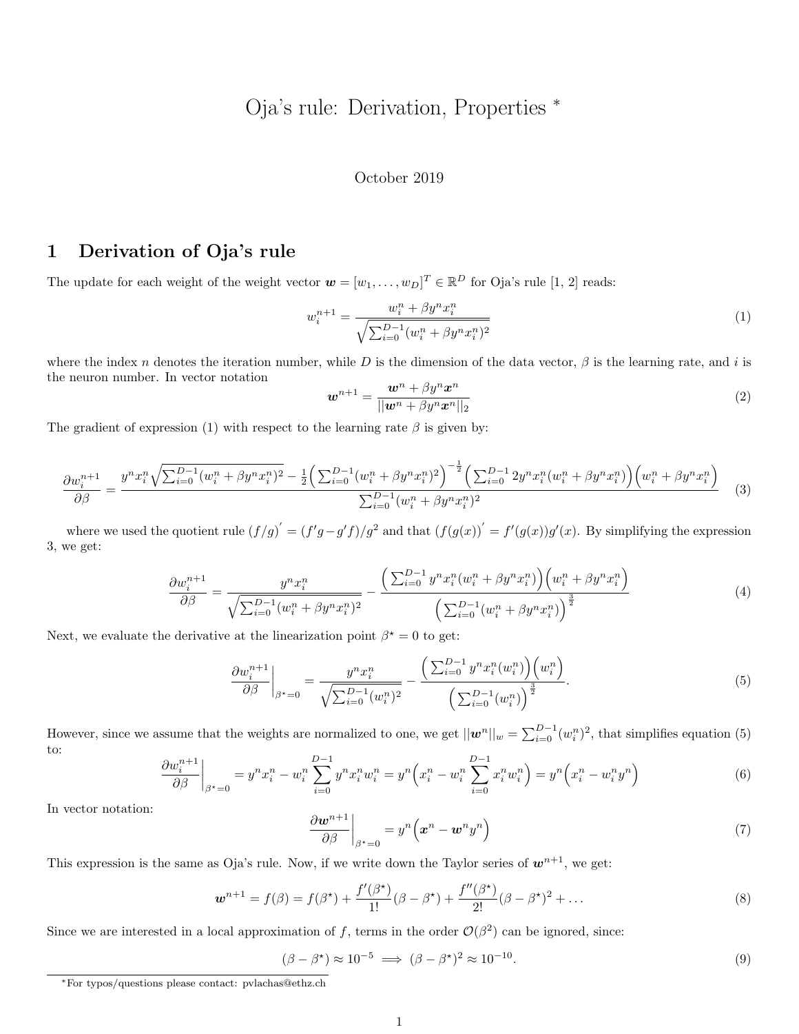// Oja's rule: Derivation, Properties *

October 2019

## 1 Derivation of Oja's rule

The update for each weight of the weight vector $\boldsymbol{w} = [w_1, \dots, w_D]^T \in \mathbb{R}^D$ for Oja's rule [1, 2] reads:

$$w_i^{n+1} = \frac{w_i^n + \beta y^n x_i^n}{\sqrt{\sum_{i=0}^{D-1} (w_i^n + \beta y^n x_i^n)^2}} \tag{1}$$

where the index $n$ denotes the iteration number, while $D$ is the dimension of the data vector, $\beta$ is the learning rate, and $i$ is the neuron number. In vector notation

$$\boldsymbol{w}^{n+1} = \frac{\boldsymbol{w}^n + \beta y^n \boldsymbol{x}^n}{||\boldsymbol{w}^n + \beta y^n \boldsymbol{x}^n||_2} \tag{2}$$

The gradient of expression (1) with respect to the learning rate $\beta$ is given by:

$$\frac{\partial w_i^{n+1}}{\partial \beta} = \frac{y^n x_i^n \sqrt{\sum_{i=0}^{D-1} (w_i^n + \beta y^n x_i^n)^2} - \frac{1}{2}\Big(\sum_{i=0}^{D-1} (w_i^n + \beta y^n x_i^n)^2\Big)^{-\frac{1}{2}} \Big(\sum_{i=0}^{D-1} 2 y^n x_i^n (w_i^n + \beta y^n x_i^n)\Big)\Big(w_i^n + \beta y^n x_i^n\Big)}{\sum_{i=0}^{D-1} (w_i^n + \beta y^n x_i^n)^2} \tag{3}$$

where we used the quotient rule $(f/g)' = (f'g - g'f)/g^2$ and that $(f(g(x))' = f'(g(x))g'(x)$. By simplifying the expression 3, we get:

$$\frac{\partial w_i^{n+1}}{\partial \beta} = \frac{y^n x_i^n}{\sqrt{\sum_{i=0}^{D-1} (w_i^n + \beta y^n x_i^n)^2}} - \frac{\Big(\sum_{i=0}^{D-1} y^n x_i^n (w_i^n + \beta y^n x_i^n)\Big)\Big(w_i^n + \beta y^n x_i^n\Big)}{\Big(\sum_{i=0}^{D-1} (w_i^n + \beta y^n x_i^n)\Big)^{\frac{3}{2}}} \tag{4}$$

Next, we evaluate the derivative at the linearization point $\beta^\star = 0$ to get:

$$\left.\frac{\partial w_i^{n+1}}{\partial \beta}\right|_{\beta^\star = 0} = \frac{y^n x_i^n}{\sqrt{\sum_{i=0}^{D-1} (w_i^n)^2}} - \frac{\Big(\sum_{i=0}^{D-1} y^n x_i^n (w_i^n)\Big)\Big(w_i^n\Big)}{\Big(\sum_{i=0}^{D-1} (w_i^n)\Big)^{\frac{3}{2}}}. \tag{5}$$

However, since we assume that the weights are normalized to one, we get $||\boldsymbol{w}^n||_w = \sum_{i=0}^{D-1} (w_i^n)^2$, that simplifies equation (5) to:

$$\left.\frac{\partial w_i^{n+1}}{\partial \beta}\right|_{\beta^\star = 0} = y^n x_i^n - w_i^n \sum_{i=0}^{D-1} y^n x_i^n w_i^n = y^n \Big(x_i^n - w_i^n \sum_{i=0}^{D-1} x_i^n w_i^n\Big) = y^n \Big(x_i^n - w_i^n y^n\Big) \tag{6}$$

In vector notation:

$$\left.\frac{\partial \boldsymbol{w}^{n+1}}{\partial \beta}\right|_{\beta^\star = 0} = y^n \Big(\boldsymbol{x}^n - \boldsymbol{w}^n y^n\Big) \tag{7}$$

This expression is the same as Oja's rule. Now, if we write down the Taylor series of $\boldsymbol{w}^{n+1}$, we get:

$$\boldsymbol{w}^{n+1} = f(\beta) = f(\beta^\star) + \frac{f'(\beta^\star)}{1!}(\beta - \beta^\star) + \frac{f''(\beta^\star)}{2!}(\beta - \beta^\star)^2 + \dots \tag{8}$$

Since we are interested in a local approximation of $f$, terms in the order $\mathcal{O}(\beta^2)$ can be ignored, since:

$$(\beta - \beta^\star) \approx 10^{-5} \implies (\beta - \beta^\star)^2 \approx 10^{-10}. \tag{9}$$

*For typos/questions please contact: pvlachas@ethz.ch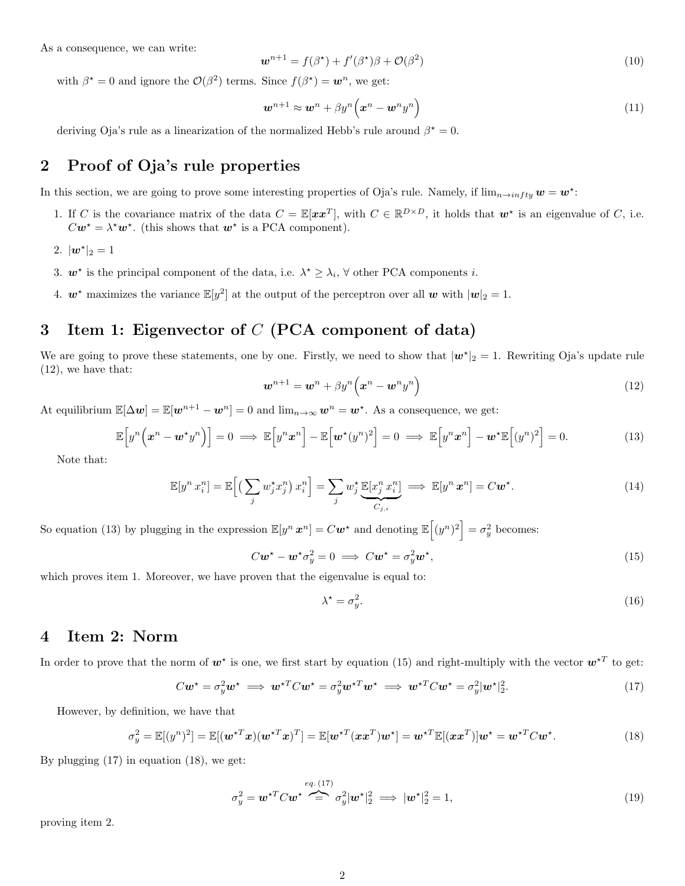As a consequence, we can write:

$$\boldsymbol{w}^{n+1} = f(\beta^\star) + f'(\beta^\star)\beta + \mathcal{O}(\beta^2) \tag{10}$$

with $\beta^\star = 0$ and ignore the $\mathcal{O}(\beta^2)$ terms. Since $f(\beta^\star) = \boldsymbol{w}^n$, we get:

$$\boldsymbol{w}^{n+1} \approx \boldsymbol{w}^n + \beta y^n \Big(\boldsymbol{x}^n - \boldsymbol{w}^n y^n\Big) \tag{11}$$

deriving Oja's rule as a linearization of the normalized Hebb's rule around $\beta^\star = 0$.

## 2 Proof of Oja's rule properties

In this section, we are going to prove some interesting properties of Oja's rule. Namely, if $\lim_{n\to infty} \boldsymbol{w} = \boldsymbol{w}^\star$:

1. If $C$ is the covariance matrix of the data $C = \mathbb{E}[\boldsymbol{x}\boldsymbol{x}^T]$, with $C \in \mathbb{R}^{D\times D}$, it holds that $\boldsymbol{w}^\star$ is an eigenvalue of $C$, i.e. $C\boldsymbol{w}^\star = \lambda^\star \boldsymbol{w}^\star$. (this shows that $\boldsymbol{w}^\star$ is a PCA component).
2. $|\boldsymbol{w}^\star|_2 = 1$
3. $\boldsymbol{w}^\star$ is the principal component of the data, i.e. $\lambda^\star \geq \lambda_i$, $\forall$ other PCA components $i$.
4. $\boldsymbol{w}^\star$ maximizes the variance $\mathbb{E}[y^2]$ at the output of the perceptron over all $\boldsymbol{w}$ with $|\boldsymbol{w}|_2 = 1$.

## 3 Item 1: Eigenvector of $C$ (PCA component of data)

We are going to prove these statements, one by one. Firstly, we need to show that $|\boldsymbol{w}^\star|_2 = 1$. Rewriting Oja's update rule (12), we have that:

$$\boldsymbol{w}^{n+1} = \boldsymbol{w}^n + \beta y^n \Big(\boldsymbol{x}^n - \boldsymbol{w}^n y^n\Big) \tag{12}$$

At equilibrium $\mathbb{E}[\Delta \boldsymbol{w}] = \mathbb{E}[\boldsymbol{w}^{n+1} - \boldsymbol{w}^n] = 0$ and $\lim_{n\to\infty} \boldsymbol{w}^n = \boldsymbol{w}^\star$. As a consequence, we get:

$$\mathbb{E}\Big[y^n\Big(\boldsymbol{x}^n - \boldsymbol{w}^\star y^n\Big)\Big] = 0 \implies \mathbb{E}\Big[y^n\boldsymbol{x}^n\Big] - \mathbb{E}\Big[\boldsymbol{w}^\star (y^n)^2\Big] = 0 \implies \mathbb{E}\Big[y^n\boldsymbol{x}^n\Big] - \boldsymbol{w}^\star\mathbb{E}\Big[(y^n)^2\Big] = 0. \tag{13}$$

Note that:

$$\mathbb{E}[y^n\, x_i^n] = \mathbb{E}\Big[\big(\sum_j w_j^\star x_j^n\big)\, x_i^n\Big] = \sum_j w_j^\star \underbrace{\mathbb{E}[x_j^n\, x_i^n]}_{C_{j,i}} \implies \mathbb{E}[y^n\, \boldsymbol{x}^n] = C\boldsymbol{w}^\star. \tag{14}$$

So equation (13) by plugging in the expression $\mathbb{E}[y^n\, \boldsymbol{x}^n] = C\boldsymbol{w}^\star$ and denoting $\mathbb{E}\Big[(y^n)^2\Big] = \sigma_y^2$ becomes:

$$C\boldsymbol{w}^\star - \boldsymbol{w}^\star\sigma_y^2 = 0 \implies C\boldsymbol{w}^\star = \sigma_y^2\boldsymbol{w}^\star, \tag{15}$$

which proves item 1. Moreover, we have proven that the eigenvalue is equal to:

$$\lambda^\star = \sigma_y^2. \tag{16}$$

## 4 Item 2: Norm

In order to prove that the norm of $\boldsymbol{w}^\star$ is one, we first start by equation (15) and right-multiply with the vector $\boldsymbol{w}^{\star T}$ to get:

$$C\boldsymbol{w}^\star = \sigma_y^2\boldsymbol{w}^\star \implies \boldsymbol{w}^{\star T}C\boldsymbol{w}^\star = \sigma_y^2\boldsymbol{w}^{\star T}\boldsymbol{w}^\star \implies \boldsymbol{w}^{\star T}C\boldsymbol{w}^\star = \sigma_y^2|\boldsymbol{w}^\star|_2^2. \tag{17}$$

However, by definition, we have that

$$\sigma_y^2 = \mathbb{E}[(y^n)^2] = \mathbb{E}[(\boldsymbol{w}^{\star T}\boldsymbol{x})(\boldsymbol{w}^{\star T}\boldsymbol{x})^T] = \mathbb{E}[\boldsymbol{w}^{\star T}(\boldsymbol{x}\boldsymbol{x}^T)\boldsymbol{w}^\star] = \boldsymbol{w}^{\star T}\mathbb{E}[(\boldsymbol{x}\boldsymbol{x}^T)]\boldsymbol{w}^\star = \boldsymbol{w}^{\star T}C\boldsymbol{w}^\star. \tag{18}$$

By plugging (17) in equation (18), we get:

$$\sigma_y^2 = \boldsymbol{w}^{\star T}C\boldsymbol{w}^\star \overbrace{=}^{eq.\,(17)} \sigma_y^2|\boldsymbol{w}^\star|_2^2 \implies |\boldsymbol{w}^\star|_2^2 = 1, \tag{19}$$

proving item 2.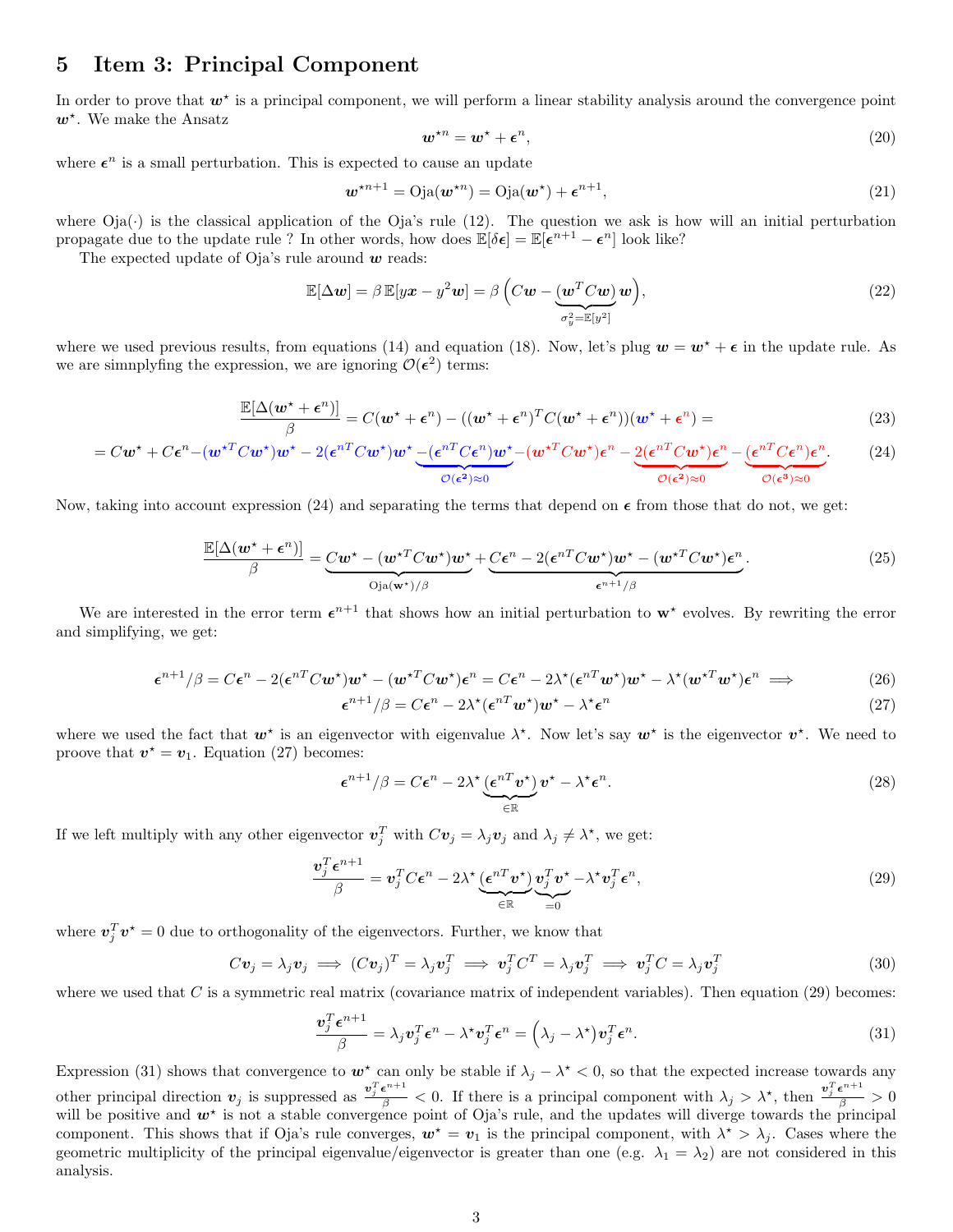## 5 Item 3: Principal Component

In order to prove that $\boldsymbol{w}^\star$ is a principal component, we will perform a linear stability analysis around the convergence point $\boldsymbol{w}^\star$. We make the Ansatz

$$\boldsymbol{w}^{\star n} = \boldsymbol{w}^\star + \boldsymbol{\epsilon}^n, \tag{20}$$

where $\boldsymbol{\epsilon}^n$ is a small perturbation. This is expected to cause an update

$$\boldsymbol{w}^{\star n+1} = \text{Oja}(\boldsymbol{w}^{\star n}) = \text{Oja}(\boldsymbol{w}^\star) + \boldsymbol{\epsilon}^{n+1}, \tag{21}$$

where Oja($\cdot$) is the classical application of the Oja's rule (12). The question we ask is how will an initial perturbation propagate due to the update rule ? In other words, how does $\mathbb{E}[\delta\boldsymbol{\epsilon}] = \mathbb{E}[\boldsymbol{\epsilon}^{n+1} - \boldsymbol{\epsilon}^n]$ look like?

The expected update of Oja's rule around $\boldsymbol{w}$ reads:

$$\mathbb{E}[\Delta\boldsymbol{w}] = \beta\,\mathbb{E}[y\boldsymbol{x} - y^2\boldsymbol{w}] = \beta\left(C\boldsymbol{w} - \underbrace{(\boldsymbol{w}^T C\boldsymbol{w})}_{\sigma_y^2 = \mathbb{E}[y^2]}\boldsymbol{w}\right), \tag{22}$$

where we used previous results, from equations (14) and equation (18). Now, let's plug $\boldsymbol{w} = \boldsymbol{w}^\star + \boldsymbol{\epsilon}$ in the update rule. As we are simnplyfing the expression, we are ignoring $\mathcal{O}(\boldsymbol{\epsilon}^2)$ terms:

$$\frac{\mathbb{E}[\Delta(\boldsymbol{w}^\star + \boldsymbol{\epsilon}^n)]}{\beta} = C(\boldsymbol{w}^\star + \boldsymbol{\epsilon}^n) - ((\boldsymbol{w}^\star + \boldsymbol{\epsilon}^n)^T C(\boldsymbol{w}^\star + \boldsymbol{\epsilon}^n))(\boldsymbol{w}^\star + \boldsymbol{\epsilon}^n) = \tag{23}$$

$$= C\boldsymbol{w}^\star + C\boldsymbol{\epsilon}^n - (\boldsymbol{w}^{\star T} C\boldsymbol{w}^\star)\boldsymbol{w}^\star - 2(\boldsymbol{\epsilon}^{nT} C\boldsymbol{w}^\star)\boldsymbol{w}^\star \underbrace{-(\boldsymbol{\epsilon}^{nT} C\boldsymbol{\epsilon}^n)\boldsymbol{w}^\star}_{\mathcal{O}(\boldsymbol{\epsilon}^2)\approx 0} - (\boldsymbol{w}^{\star T} C\boldsymbol{w}^\star)\boldsymbol{\epsilon}^n - \underbrace{2(\boldsymbol{\epsilon}^{nT} C\boldsymbol{w}^\star)\boldsymbol{\epsilon}^n}_{\mathcal{O}(\boldsymbol{\epsilon}^2)\approx 0} - \underbrace{(\boldsymbol{\epsilon}^{nT} C\boldsymbol{\epsilon}^n)\boldsymbol{\epsilon}^n}_{\mathcal{O}(\boldsymbol{\epsilon}^3)\approx 0}. \tag{24}$$

Now, taking into account expression (24) and separating the terms that depend on $\boldsymbol{\epsilon}$ from those that do not, we get:

$$\frac{\mathbb{E}[\Delta(\boldsymbol{w}^\star + \boldsymbol{\epsilon}^n)]}{\beta} = \underbrace{C\boldsymbol{w}^\star - (\boldsymbol{w}^{\star T} C\boldsymbol{w}^\star)\boldsymbol{w}^\star}_{\text{Oja}(\boldsymbol{w}^\star)/\beta} + \underbrace{C\boldsymbol{\epsilon}^n - 2(\boldsymbol{\epsilon}^{nT} C\boldsymbol{w}^\star)\boldsymbol{w}^\star - (\boldsymbol{w}^{\star T} C\boldsymbol{w}^\star)\boldsymbol{\epsilon}^n}_{\boldsymbol{\epsilon}^{n+1}/\beta}. \tag{25}$$

We are interested in the error term $\boldsymbol{\epsilon}^{n+1}$ that shows how an initial perturbation to $\mathbf{w}^\star$ evolves. By rewriting the error and simplifying, we get:

$$\boldsymbol{\epsilon}^{n+1}/\beta = C\boldsymbol{\epsilon}^n - 2(\boldsymbol{\epsilon}^{nT} C\boldsymbol{w}^\star)\boldsymbol{w}^\star - (\boldsymbol{w}^{\star T} C\boldsymbol{w}^\star)\boldsymbol{\epsilon}^n = C\boldsymbol{\epsilon}^n - 2\lambda^\star(\boldsymbol{\epsilon}^{nT}\boldsymbol{w}^\star)\boldsymbol{w}^\star - \lambda^\star(\boldsymbol{w}^{\star T}\boldsymbol{w}^\star)\boldsymbol{\epsilon}^n \implies \tag{26}$$

$$\boldsymbol{\epsilon}^{n+1}/\beta = C\boldsymbol{\epsilon}^n - 2\lambda^\star(\boldsymbol{\epsilon}^{nT}\boldsymbol{w}^\star)\boldsymbol{w}^\star - \lambda^\star\boldsymbol{\epsilon}^n \tag{27}$$

where we used the fact that $\boldsymbol{w}^\star$ is an eigenvector with eigenvalue $\lambda^\star$. Now let's say $\boldsymbol{w}^\star$ is the eigenvector $\boldsymbol{v}^\star$. We need to proove that $\boldsymbol{v}^\star = \boldsymbol{v}_1$. Equation (27) becomes:

$$\boldsymbol{\epsilon}^{n+1}/\beta = C\boldsymbol{\epsilon}^n - 2\lambda^\star\underbrace{(\boldsymbol{\epsilon}^{nT}\boldsymbol{v}^\star)}_{\in\mathbb{R}}\boldsymbol{v}^\star - \lambda^\star\boldsymbol{\epsilon}^n. \tag{28}$$

If we left multiply with any other eigenvector $\boldsymbol{v}_j^T$ with $C\boldsymbol{v}_j = \lambda_j\boldsymbol{v}_j$ and $\lambda_j \neq \lambda^\star$, we get:

$$\frac{\boldsymbol{v}_j^T\boldsymbol{\epsilon}^{n+1}}{\beta} = \boldsymbol{v}_j^T C\boldsymbol{\epsilon}^n - 2\lambda^\star\underbrace{(\boldsymbol{\epsilon}^{nT}\boldsymbol{v}^\star)}_{\in\mathbb{R}}\underbrace{\boldsymbol{v}_j^T\boldsymbol{v}^\star}_{=0} - \lambda^\star\boldsymbol{v}_j^T\boldsymbol{\epsilon}^n, \tag{29}$$

where $\boldsymbol{v}_j^T\boldsymbol{v}^\star = 0$ due to orthogonality of the eigenvectors. Further, we know that

$$C\boldsymbol{v}_j = \lambda_j\boldsymbol{v}_j \implies (C\boldsymbol{v}_j)^T = \lambda_j\boldsymbol{v}_j^T \implies \boldsymbol{v}_j^T C^T = \lambda_j\boldsymbol{v}_j^T \implies \boldsymbol{v}_j^T C = \lambda_j\boldsymbol{v}_j^T \tag{30}$$

where we used that $C$ is a symmetric real matrix (covariance matrix of independent variables). Then equation (29) becomes:

$$\frac{\boldsymbol{v}_j^T\boldsymbol{\epsilon}^{n+1}}{\beta} = \lambda_j\boldsymbol{v}_j^T\boldsymbol{\epsilon}^n - \lambda^\star\boldsymbol{v}_j^T\boldsymbol{\epsilon}^n = \left(\lambda_j - \lambda^\star\right)\boldsymbol{v}_j^T\boldsymbol{\epsilon}^n. \tag{31}$$

Expression (31) shows that convergence to $\boldsymbol{w}^\star$ can only be stable if $\lambda_j - \lambda^\star < 0$, so that the expected increase towards any other principal direction $\boldsymbol{v}_j$ is suppressed as $\frac{\boldsymbol{v}_j^T\boldsymbol{\epsilon}^{n+1}}{\beta} < 0$. If there is a principal component with $\lambda_j > \lambda^\star$, then $\frac{\boldsymbol{v}_j^T\boldsymbol{\epsilon}^{n+1}}{\beta} > 0$ will be positive and $\boldsymbol{w}^\star$ is not a stable convergence point of Oja's rule, and the updates will diverge towards the principal component. This shows that if Oja's rule converges, $\boldsymbol{w}^\star = \boldsymbol{v}_1$ is the principal component, with $\lambda^\star > \lambda_j$. Cases where the geometric multiplicity of the principal eigenvalue/eigenvector is greater than one (e.g. $\lambda_1 = \lambda_2$) are not considered in this analysis.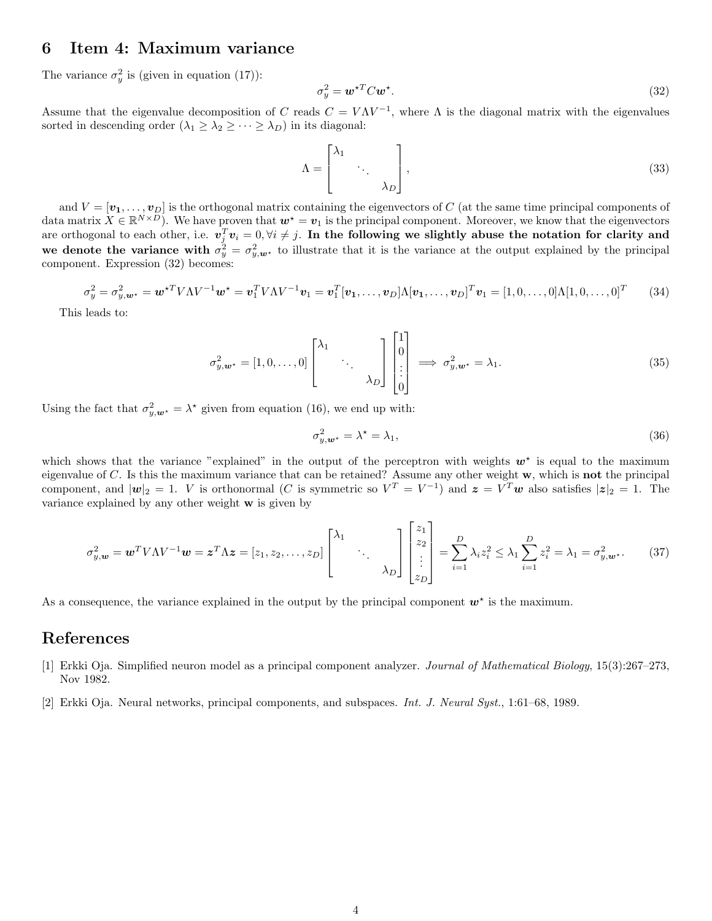## 6 Item 4: Maximum variance

The variance $\sigma_y^2$ is (given in equation (17)):

$$\sigma_y^2 = \boldsymbol{w}^{\star T} C \boldsymbol{w}^{\star}. \tag{32}$$

Assume that the eigenvalue decomposition of $C$ reads $C = V\Lambda V^{-1}$, where $\Lambda$ is the diagonal matrix with the eigenvalues sorted in descending order ($\lambda_1 \geq \lambda_2 \geq \cdots \geq \lambda_D$) in its diagonal:

$$\Lambda = \begin{bmatrix} \lambda_1 & & \\ & \ddots & \\ & & \lambda_D \end{bmatrix}, \tag{33}$$

and $V = [\boldsymbol{v_1}, \ldots, \boldsymbol{v}_D]$ is the orthogonal matrix containing the eigenvectors of $C$ (at the same time principal components of data matrix $X \in \mathbb{R}^{N \times D}$). We have proven that $\boldsymbol{w}^\star = \boldsymbol{v}_1$ is the principal component. Moreover, we know that the eigenvectors are orthogonal to each other, i.e. $\boldsymbol{v}_j^T \boldsymbol{v}_i = 0, \forall i \neq j$. **In the following we slightly abuse the notation for clarity and we denote the variance with $\sigma_y^2 = \sigma_{y,\boldsymbol{w}^\star}^2$ to illustrate that it is the variance at the output explained by the principal component.** Expression (32) becomes:

$$\sigma_y^2 = \sigma_{y,\boldsymbol{w}^\star}^2 = \boldsymbol{w}^{\star T} V\Lambda V^{-1} \boldsymbol{w}^\star = \boldsymbol{v}_1^T V\Lambda V^{-1} \boldsymbol{v}_1 = \boldsymbol{v}_1^T [\boldsymbol{v_1}, \ldots, \boldsymbol{v}_D] \Lambda [\boldsymbol{v_1}, \ldots, \boldsymbol{v}_D]^T \boldsymbol{v}_1 = [1, 0, \ldots, 0] \Lambda [1, 0, \ldots, 0]^T \tag{34}$$

This leads to:

$$\sigma_{y,\boldsymbol{w}^\star}^2 = [1, 0, \ldots, 0] \begin{bmatrix} \lambda_1 & & \\ & \ddots & \\ & & \lambda_D \end{bmatrix} \begin{bmatrix} 1 \\ 0 \\ \vdots \\ 0 \end{bmatrix} \implies \sigma_{y,\boldsymbol{w}^\star}^2 = \lambda_1. \tag{35}$$

Using the fact that $\sigma_{y,\boldsymbol{w}^\star}^2 = \lambda^\star$ given from equation (16), we end up with:

$$\sigma_{y,\boldsymbol{w}^\star}^2 = \lambda^\star = \lambda_1, \tag{36}$$

which shows that the variance "explained" in the output of the perceptron with weights $\boldsymbol{w}^\star$ is equal to the maximum eigenvalue of $C$. Is this the maximum variance that can be retained? Assume any other weight $\mathbf{w}$, which is **not** the principal component, and $|\boldsymbol{w}|_2 = 1$. $V$ is orthonormal ($C$ is symmetric so $V^T = V^{-1}$) and $\boldsymbol{z} = V^T \boldsymbol{w}$ also satisfies $|\boldsymbol{z}|_2 = 1$. The variance explained by any other weight $\mathbf{w}$ is given by

$$\sigma_{y,\boldsymbol{w}}^2 = \boldsymbol{w}^T V\Lambda V^{-1} \boldsymbol{w} = \boldsymbol{z}^T \Lambda \boldsymbol{z} = [z_1, z_2, \ldots, z_D] \begin{bmatrix} \lambda_1 & & \\ & \ddots & \\ & & \lambda_D \end{bmatrix} \begin{bmatrix} z_1 \\ z_2 \\ \vdots \\ z_D \end{bmatrix} = \sum_{i=1}^{D} \lambda_i z_i^2 \leq \lambda_1 \sum_{i=1}^{D} z_i^2 = \lambda_1 = \sigma_{y,\boldsymbol{w}^\star}^2. \tag{37}$$

As a consequence, the variance explained in the output by the principal component $\boldsymbol{w}^\star$ is the maximum.

## References

[1] Erkki Oja. Simplified neuron model as a principal component analyzer. *Journal of Mathematical Biology*, 15(3):267–273, Nov 1982.

[2] Erkki Oja. Neural networks, principal components, and subspaces. *Int. J. Neural Syst.*, 1:61–68, 1989.